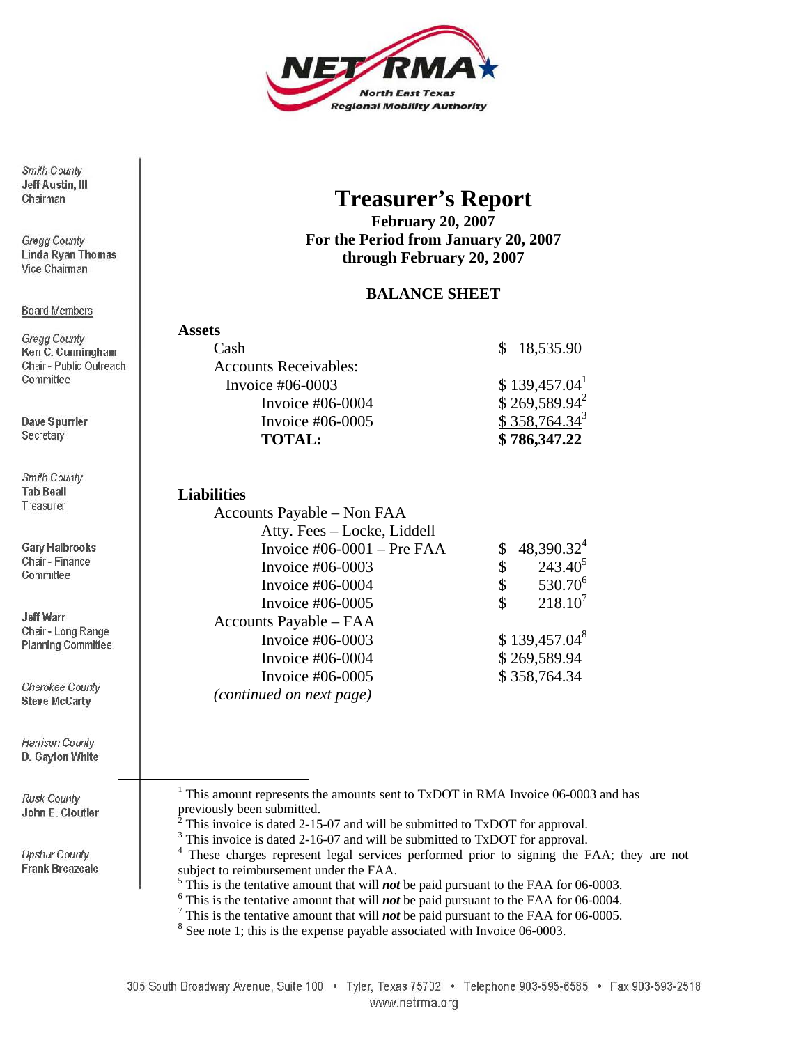Smith County
**Jeff Austin, III**
Chairman

Gregg County
**Linda Ryan Thomas**
Vice Chairman

Board Members

Gregg County
**Ken C. Cunningham**
Chair - Public Outreach Committee

**Dave Spurrier**
Secretary

Smith County
**Tab Beall**
Treasurer

**Gary Halbrooks**
Chair - Finance Committee

**Jeff Warr**
Chair - Long Range Planning Committee

Cherokee County
**Steve McCarty**

Harrison County
**D. Gaylon White**

Rusk County
**John E. Cloutier**

Upshur County
**Frank Breazeale**

# Treasurer's Report

**February 20, 2007**
**For the Period from January 20, 2007 through February 20, 2007**

## BALANCE SHEET

**Assets**

| | |
|---|---|
| Cash | $ 18,535.90 |
| Accounts Receivables: | |
| Invoice #06-0003 | $ 139,457.04[1] |
| Invoice #06-0004 | $ 269,589.94[2] |
| Invoice #06-0005 | $ 358,764.34[3] |
| **TOTAL:** | **$ 786,347.22** |

**Liabilities**

| | |
|---|---|
| Accounts Payable – Non FAA | |
| Atty. Fees – Locke, Liddell | |
| Invoice #06-0001 – Pre FAA | $ 48,390.32[4] |
| Invoice #06-0003 | $ 243.40[5] |
| Invoice #06-0004 | $ 530.70[6] |
| Invoice #06-0005 | $ 218.10[7] |
| Accounts Payable – FAA | |
| Invoice #06-0003 | $ 139,457.04[8] |
| Invoice #06-0004 | $ 269,589.94 |
| Invoice #06-0005 | $ 358,764.34 |

*(continued on next page)*

[1] This amount represents the amounts sent to TxDOT in RMA Invoice 06-0003 and has previously been submitted.
[2] This invoice is dated 2-15-07 and will be submitted to TxDOT for approval.
[3] This invoice is dated 2-16-07 and will be submitted to TxDOT for approval.
[4] These charges represent legal services performed prior to signing the FAA; they are not subject to reimbursement under the FAA.
[5] This is the tentative amount that will ***not*** be paid pursuant to the FAA for 06-0003.
[6] This is the tentative amount that will ***not*** be paid pursuant to the FAA for 06-0004.
[7] This is the tentative amount that will ***not*** be paid pursuant to the FAA for 06-0005.
[8] See note 1; this is the expense payable associated with Invoice 06-0003.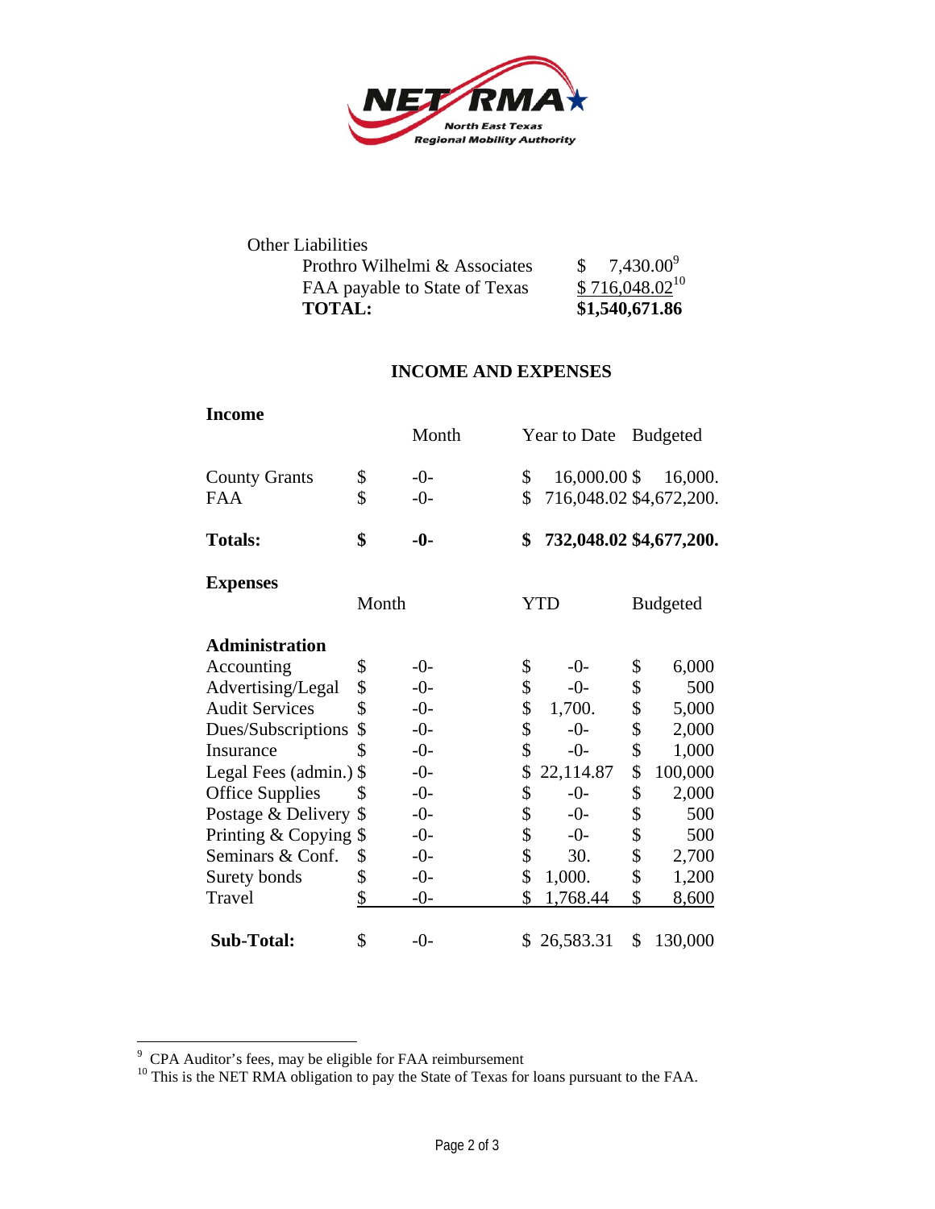Other Liabilities

| | |
|---|---|
| Prothro Wilhelmi & Associates | $ 7,430.00[9] |
| FAA payable to State of Texas | $ 716,048.02[10] |
| **TOTAL:** | **$1,540,671.86** |

## INCOME AND EXPENSES

**Income**

| | Month | Year to Date | Budgeted |
|---|---|---|---|
| County Grants | $ -0- | $ 16,000.00 | $ 16,000. |
| FAA | $ -0- | $ 716,048.02 | $4,672,200. |
| **Totals:** | **$ -0-** | **$ 732,048.02** | **$4,677,200.** |

**Expenses**

| | Month | YTD | Budgeted |
|---|---|---|---|
| **Administration** | | | |
| Accounting | $ -0- | $ -0- | $ 6,000 |
| Advertising/Legal | $ -0- | $ -0- | $ 500 |
| Audit Services | $ -0- | $ 1,700. | $ 5,000 |
| Dues/Subscriptions | $ -0- | $ -0- | $ 2,000 |
| Insurance | $ -0- | $ -0- | $ 1,000 |
| Legal Fees (admin.) | $ -0- | $ 22,114.87 | $ 100,000 |
| Office Supplies | $ -0- | $ -0- | $ 2,000 |
| Postage & Delivery | $ -0- | $ -0- | $ 500 |
| Printing & Copying | $ -0- | $ -0- | $ 500 |
| Seminars & Conf. | $ -0- | $ 30. | $ 2,700 |
| Surety bonds | $ -0- | $ 1,000. | $ 1,200 |
| Travel | $ -0- | $ 1,768.44 | $ 8,600 |
| **Sub-Total:** | $ -0- | $ 26,583.31 | $ 130,000 |

---

[9] CPA Auditor's fees, may be eligible for FAA reimbursement

[10] This is the NET RMA obligation to pay the State of Texas for loans pursuant to the FAA.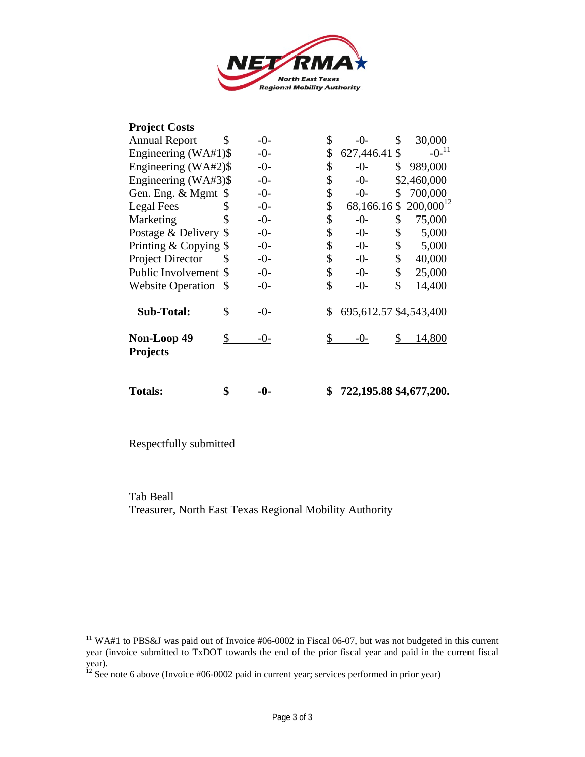| Project Costs | | | |
|---|---|---|---|
| Annual Report | $ -0- | $ -0- | $ 30,000 |
| Engineering (WA#1) | $ -0- | $ 627,446.41 | $ -0-[11] |
| Engineering (WA#2) | $ -0- | $ -0- | $ 989,000 |
| Engineering (WA#3) | $ -0- | $ -0- | $2,460,000 |
| Gen. Eng. & Mgmt | $ -0- | $ -0- | $ 700,000 |
| Legal Fees | $ -0- | $ 68,166.16 | $ 200,000[12] |
| Marketing | $ -0- | $ -0- | $ 75,000 |
| Postage & Delivery | $ -0- | $ -0- | $ 5,000 |
| Printing & Copying | $ -0- | $ -0- | $ 5,000 |
| Project Director | $ -0- | $ -0- | $ 40,000 |
| Public Involvement | $ -0- | $ -0- | $ 25,000 |
| Website Operation | $ -0- | $ -0- | $ 14,400 |
| **Sub-Total:** | $ -0- | $ 695,612.57 | $4,543,400 |
| **Non-Loop 49 Projects** | $ -0- | $ -0- | $ 14,800 |
| **Totals:** | **$ -0-** | **$ 722,195.88** | **$4,677,200.** |

Respectfully submitted

Tab Beall
Treasurer, North East Texas Regional Mobility Authority

---

[11] WA#1 to PBS&J was paid out of Invoice #06-0002 in Fiscal 06-07, but was not budgeted in this current year (invoice submitted to TxDOT towards the end of the prior fiscal year and paid in the current fiscal year).

[12] See note 6 above (Invoice #06-0002 paid in current year; services performed in prior year)